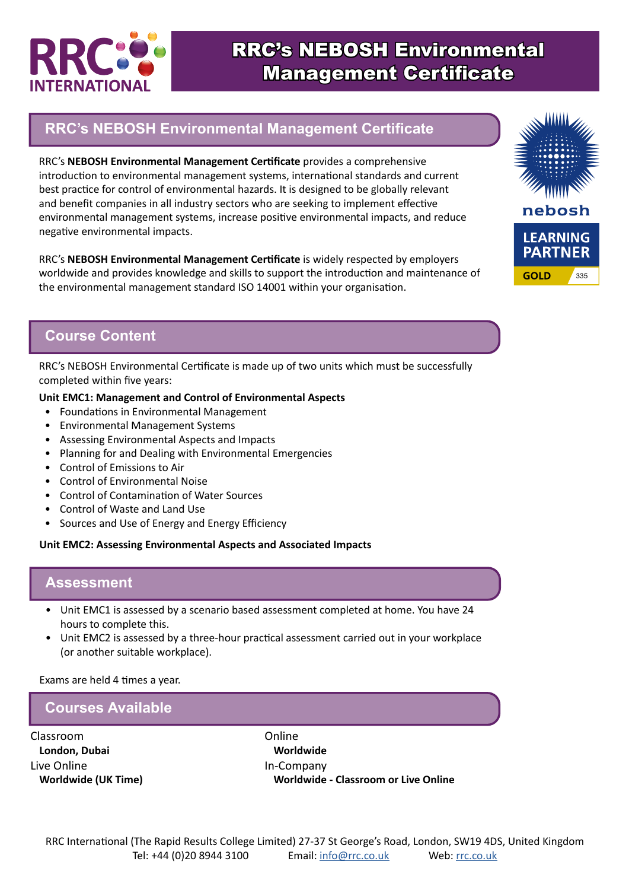# RRC's NEBOSH Environmental Management Certificate

## RRC's NEBOSH Environmental Management Certificate

RRC's **NEBOSH Environmental Management Certificate** provides a comprehensive introduction to environmental management systems, international standards and current best practice for control of environmental hazards. It is designed to be globally relevant and benefit companies in all industry sectors who are seeking to implement effective environmental management systems, increase positive environmental impacts, and reduce negative environmental impacts.

RRC's **NEBOSH Environmental Management Certificate** is widely respected by employers worldwide and provides knowledge and skills to support the introduction and maintenance of the environmental management standard ISO 14001 within your organisation.

nebosh LEARNING PARTNER GOLD 335

## Course Content

RRC's NEBOSH Environmental Certificate is made up of two units which must be successfully completed within five years:

**Unit EMC1: Management and Control of Environmental Aspects**

- Foundations in Environmental Management
- Environmental Management Systems
- Assessing Environmental Aspects and Impacts
- Planning for and Dealing with Environmental Emergencies
- Control of Emissions to Air
- Control of Environmental Noise
- Control of Contamination of Water Sources
- Control of Waste and Land Use
- Sources and Use of Energy and Energy Efficiency

**Unit EMC2: Assessing Environmental Aspects and Associated Impacts**

## Assessment

- Unit EMC1 is assessed by a scenario based assessment completed at home. You have 24 hours to complete this.
- Unit EMC2 is assessed by a three-hour practical assessment carried out in your workplace (or another suitable workplace).

Exams are held 4 times a year.

## Courses Available

Classroom
**London, Dubai**

Live Online
**Worldwide (UK Time)**

Online
**Worldwide**

In-Company
**Worldwide - Classroom or Live Online**

RRC International (The Rapid Results College Limited) 27-37 St George's Road, London, SW19 4DS, United Kingdom
Tel: +44 (0)20 8944 3100 Email: info@rrc.co.uk Web: rrc.co.uk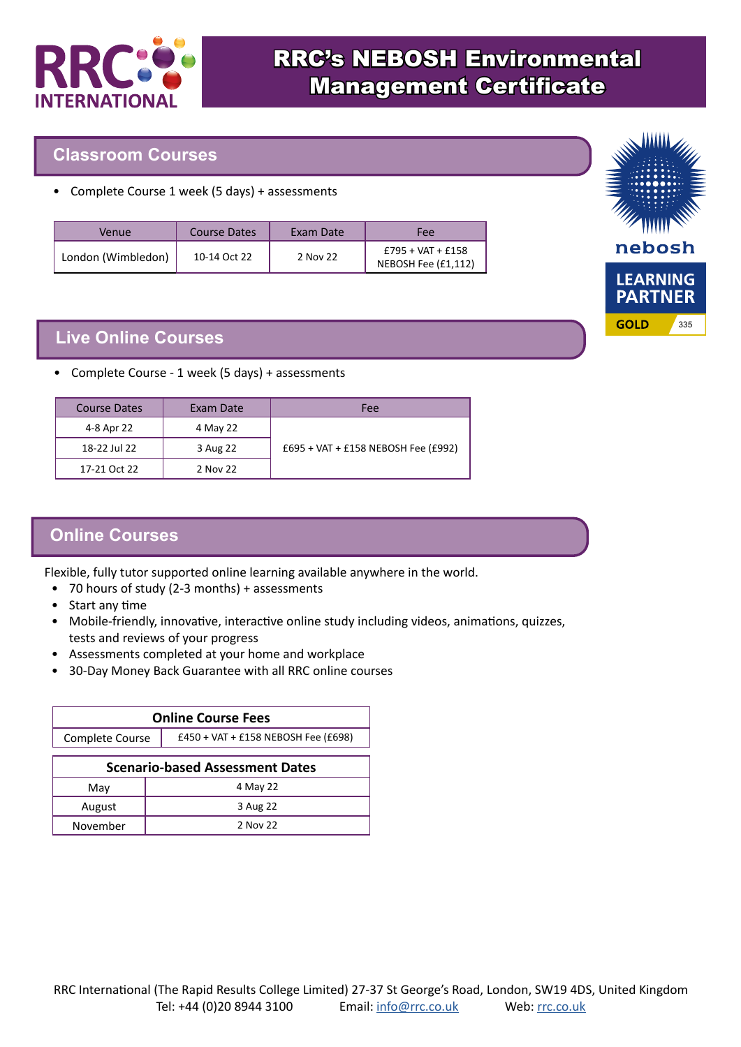# RRC's NEBOSH Environmental Management Certificate

## Classroom Courses

- Complete Course 1 week (5 days) + assessments

| Venue | Course Dates | Exam Date | Fee |
|---|---|---|---|
| London (Wimbledon) | 10-14 Oct 22 | 2 Nov 22 | £795 + VAT + £158 NEBOSH Fee (£1,112) |

nebosh LEARNING PARTNER GOLD 335

## Live Online Courses

- Complete Course - 1 week (5 days) + assessments

| Course Dates | Exam Date | Fee |
|---|---|---|
| 4-8 Apr 22 | 4 May 22 | £695 + VAT + £158 NEBOSH Fee (£992) |
| 18-22 Jul 22 | 3 Aug 22 | |
| 17-21 Oct 22 | 2 Nov 22 | |

## Online Courses

Flexible, fully tutor supported online learning available anywhere in the world.

- 70 hours of study (2-3 months) + assessments
- Start any time
- Mobile-friendly, innovative, interactive online study including videos, animations, quizzes, tests and reviews of your progress
- Assessments completed at your home and workplace
- 30-Day Money Back Guarantee with all RRC online courses

| Online Course Fees | |
|---|---|
| Complete Course | £450 + VAT + £158 NEBOSH Fee (£698) |

| Scenario-based Assessment Dates | |
|---|---|
| May | 4 May 22 |
| August | 3 Aug 22 |
| November | 2 Nov 22 |

RRC International (The Rapid Results College Limited) 27-37 St George's Road, London, SW19 4DS, United Kingdom
Tel: +44 (0)20 8944 3100 Email: info@rrc.co.uk Web: rrc.co.uk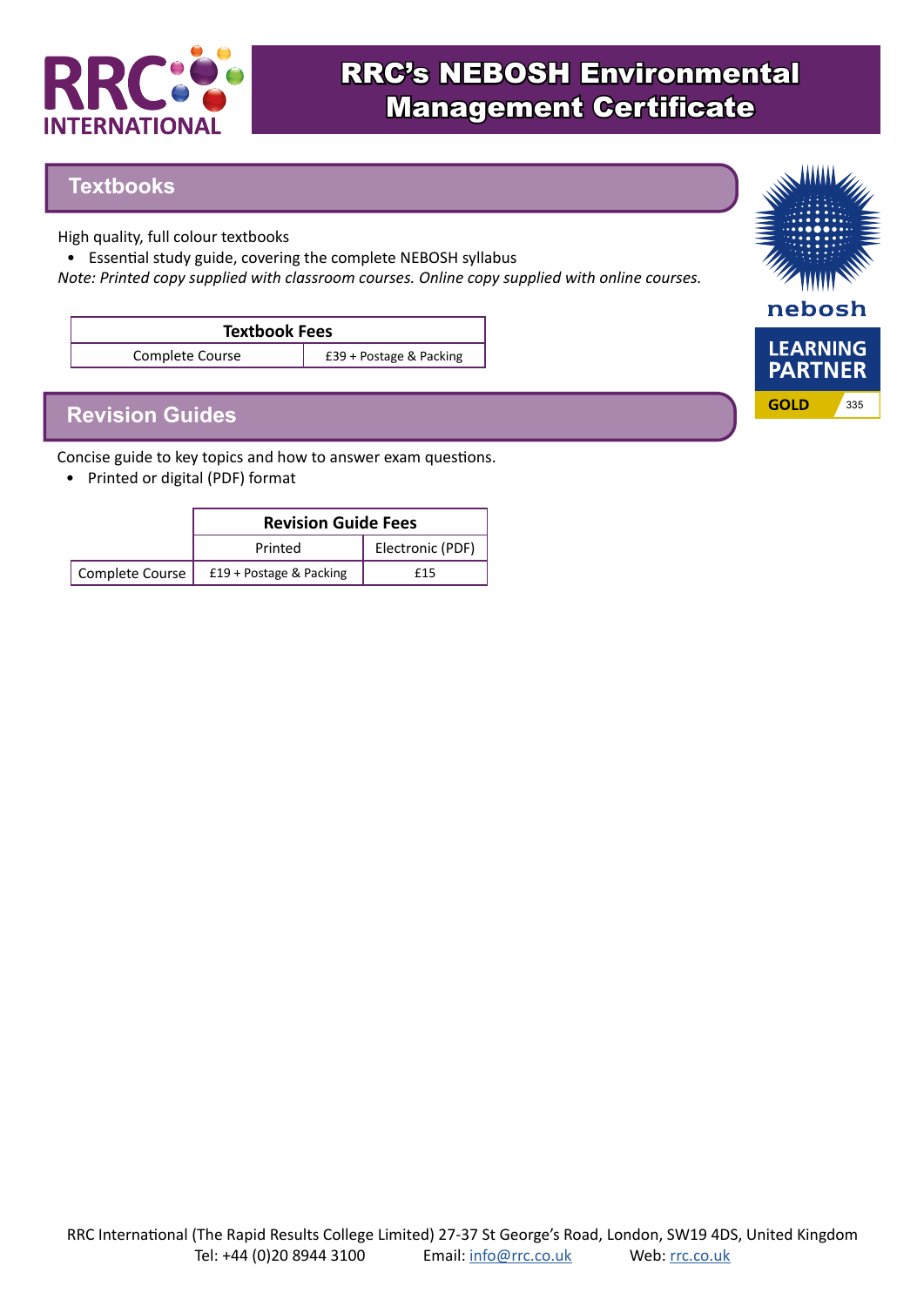# RRC's NEBOSH Environmental Management Certificate

## Textbooks

High quality, full colour textbooks

- Essential study guide, covering the complete NEBOSH syllabus

*Note: Printed copy supplied with classroom courses. Online copy supplied with online courses.*

| Textbook Fees | |
|---|---|
| Complete Course | £39 + Postage & Packing |

## Revision Guides

Concise guide to key topics and how to answer exam questions.

- Printed or digital (PDF) format

| | Revision Guide Fees | |
|---|---|---|
| | Printed | Electronic (PDF) |
| Complete Course | £19 + Postage & Packing | £15 |

RRC International (The Rapid Results College Limited) 27-37 St George's Road, London, SW19 4DS, United Kingdom
Tel: +44 (0)20 8944 3100 Email: info@rrc.co.uk Web: rrc.co.uk